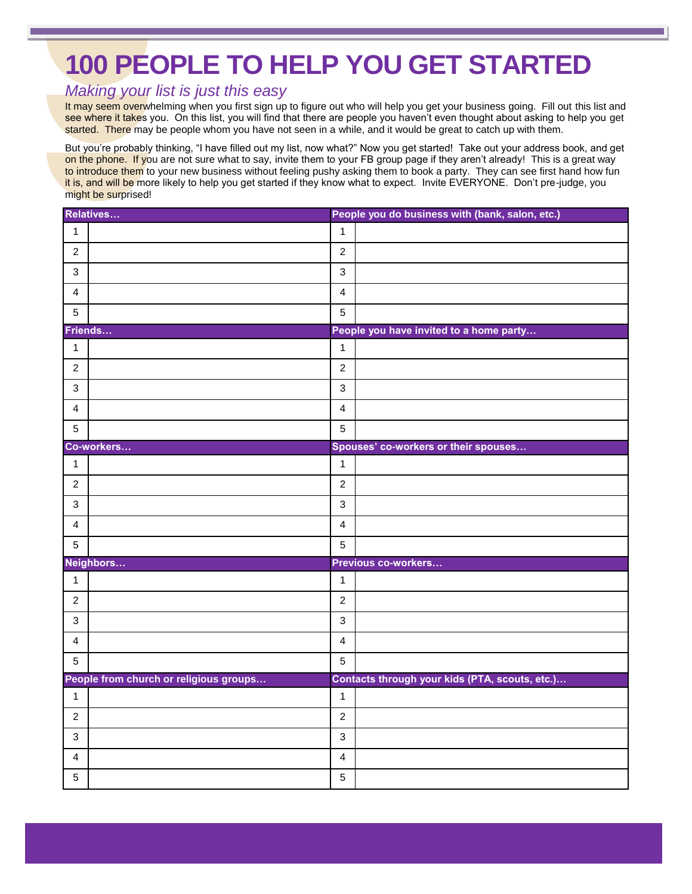# 100 PEOPLE TO HELP YOU GET STARTED

## *Making your list is just this easy*

It may seem overwhelming when you first sign up to figure out who will help you get your business going. Fill out this list and see where it takes you. On this list, you will find that there are people you haven't even thought about asking to help you get started. There may be people whom you have not seen in a while, and it would be great to catch up with them.

But you're probably thinking, "I have filled out my list, now what?" Now you get started! Take out your address book, and get on the phone. If you are not sure what to say, invite them to your FB group page if they aren't already! This is a great way to introduce them to your new business without feeling pushy asking them to book a party. They can see first hand how fun it is, and will be more likely to help you get started if they know what to expect. Invite EVERYONE. Don't pre-judge, you might be surprised!

| **Relatives…** | | **People you do business with (bank, salon, etc.)** | |
|---|---|---|---|
| 1 | | 1 | |
| 2 | | 2 | |
| 3 | | 3 | |
| 4 | | 4 | |
| 5 | | 5 | |
| **Friends…** | | **People you have invited to a home party…** | |
| 1 | | 1 | |
| 2 | | 2 | |
| 3 | | 3 | |
| 4 | | 4 | |
| 5 | | 5 | |
| **Co-workers…** | | **Spouses' co-workers or their spouses…** | |
| 1 | | 1 | |
| 2 | | 2 | |
| 3 | | 3 | |
| 4 | | 4 | |
| 5 | | 5 | |
| **Neighbors…** | | **Previous co-workers…** | |
| 1 | | 1 | |
| 2 | | 2 | |
| 3 | | 3 | |
| 4 | | 4 | |
| 5 | | 5 | |
| **People from church or religious groups…** | | **Contacts through your kids (PTA, scouts, etc.)…** | |
| 1 | | 1 | |
| 2 | | 2 | |
| 3 | | 3 | |
| 4 | | 4 | |
| 5 | | 5 | |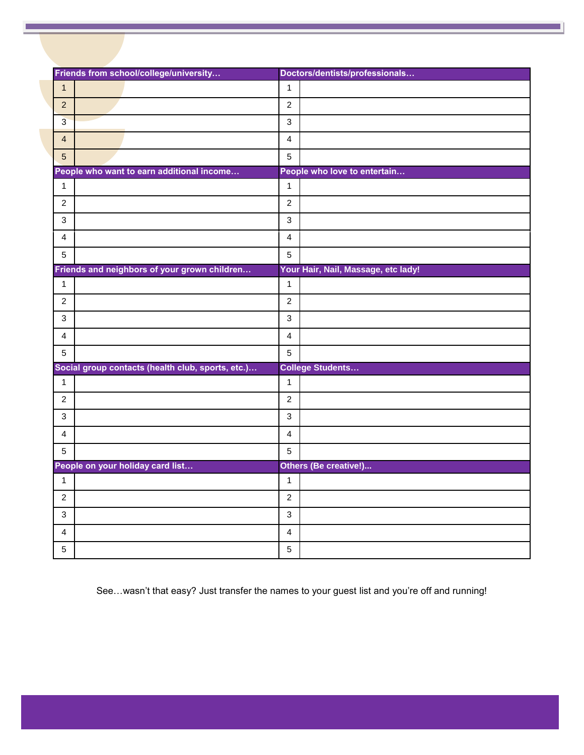| Friends from school/college/university… | | Doctors/dentists/professionals… | |
|---|---|---|---|
| 1 | | 1 | |
| 2 | | 2 | |
| 3 | | 3 | |
| 4 | | 4 | |
| 5 | | 5 | |
| **People who want to earn additional income…** | | **People who love to entertain…** | |
| 1 | | 1 | |
| 2 | | 2 | |
| 3 | | 3 | |
| 4 | | 4 | |
| 5 | | 5 | |
| **Friends and neighbors of your grown children…** | | **Your Hair, Nail, Massage, etc lady!** | |
| 1 | | 1 | |
| 2 | | 2 | |
| 3 | | 3 | |
| 4 | | 4 | |
| 5 | | 5 | |
| **Social group contacts (health club, sports, etc.)…** | | **College Students…** | |
| 1 | | 1 | |
| 2 | | 2 | |
| 3 | | 3 | |
| 4 | | 4 | |
| 5 | | 5 | |
| **People on your holiday card list…** | | **Others (Be creative!)...** | |
| 1 | | 1 | |
| 2 | | 2 | |
| 3 | | 3 | |
| 4 | | 4 | |
| 5 | | 5 | |

See…wasn't that easy? Just transfer the names to your guest list and you're off and running!